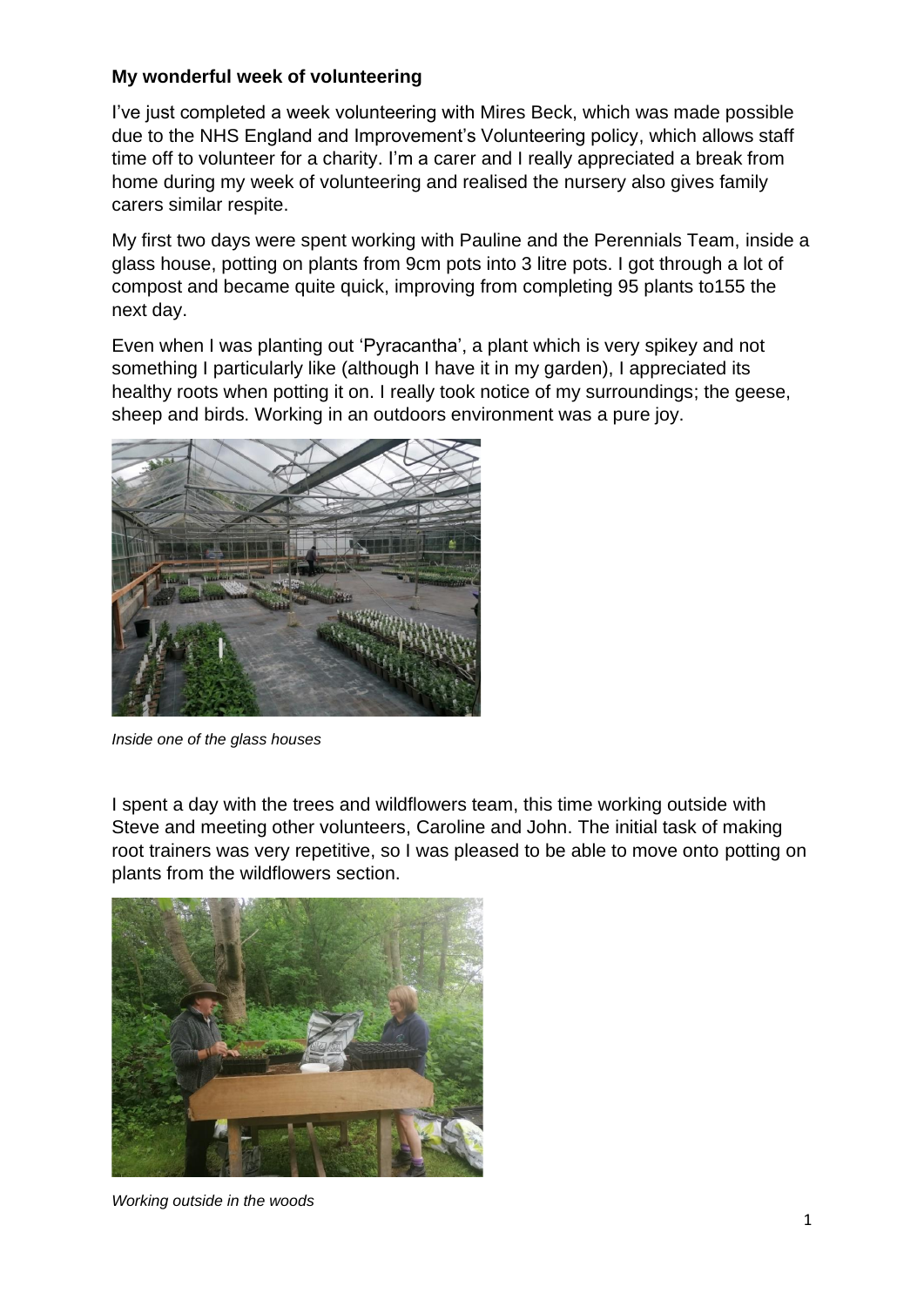**My wonderful week of volunteering**

I've just completed a week volunteering with Mires Beck, which was made possible due to the NHS England and Improvement's Volunteering policy, which allows staff time off to volunteer for a charity. I'm a carer and I really appreciated a break from home during my week of volunteering and realised the nursery also gives family carers similar respite.

My first two days were spent working with Pauline and the Perennials Team, inside a glass house, potting on plants from 9cm pots into 3 litre pots. I got through a lot of compost and became quite quick, improving from completing 95 plants to155 the next day.

Even when I was planting out 'Pyracantha', a plant which is very spikey and not something I particularly like (although I have it in my garden), I appreciated its healthy roots when potting it on. I really took notice of my surroundings; the geese, sheep and birds. Working in an outdoors environment was a pure joy.

*Inside one of the glass houses*

I spent a day with the trees and wildflowers team, this time working outside with Steve and meeting other volunteers, Caroline and John. The initial task of making root trainers was very repetitive, so I was pleased to be able to move onto potting on plants from the wildflowers section.

*Working outside in the woods*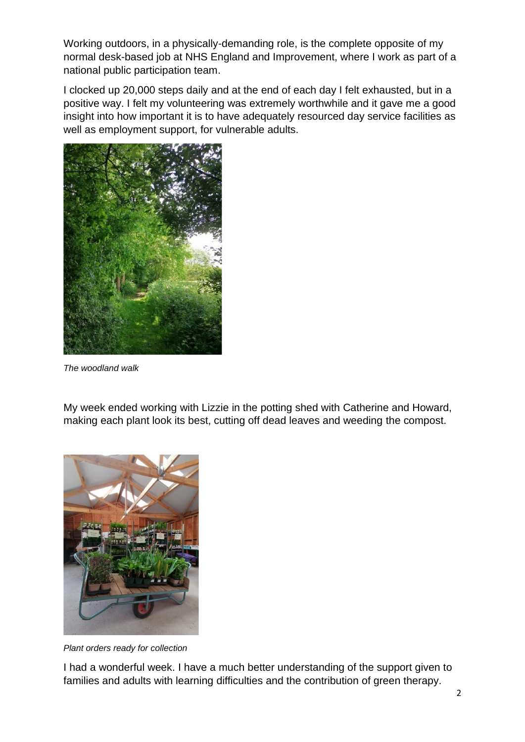Working outdoors, in a physically-demanding role, is the complete opposite of my normal desk-based job at NHS England and Improvement, where I work as part of a national public participation team.

I clocked up 20,000 steps daily and at the end of each day I felt exhausted, but in a positive way. I felt my volunteering was extremely worthwhile and it gave me a good insight into how important it is to have adequately resourced day service facilities as well as employment support, for vulnerable adults.

*The woodland walk*

My week ended working with Lizzie in the potting shed with Catherine and Howard, making each plant look its best, cutting off dead leaves and weeding the compost.

*Plant orders ready for collection*

I had a wonderful week. I have a much better understanding of the support given to families and adults with learning difficulties and the contribution of green therapy.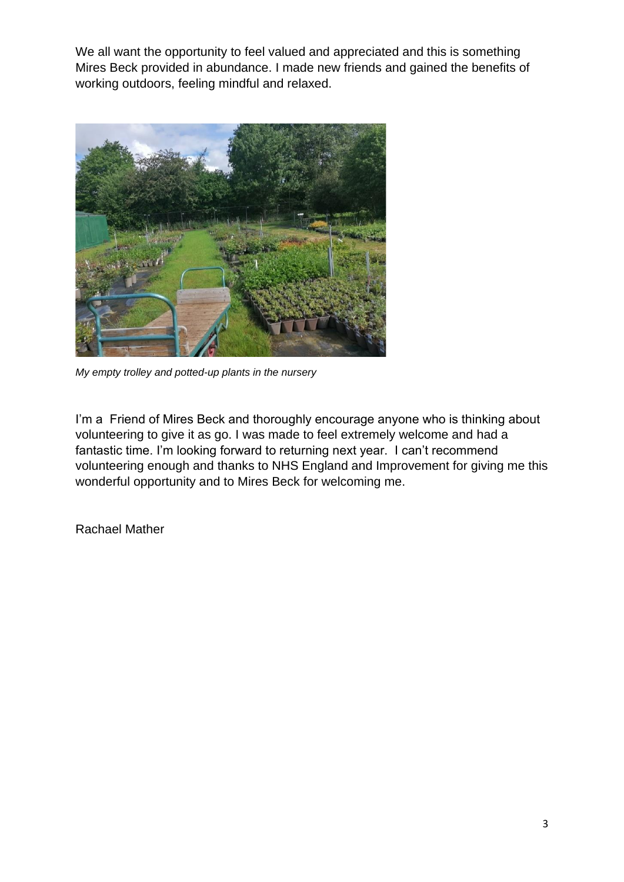We all want the opportunity to feel valued and appreciated and this is something Mires Beck provided in abundance. I made new friends and gained the benefits of working outdoors, feeling mindful and relaxed.

*My empty trolley and potted-up plants in the nursery*

I'm a Friend of Mires Beck and thoroughly encourage anyone who is thinking about volunteering to give it as go. I was made to feel extremely welcome and had a fantastic time. I'm looking forward to returning next year. I can't recommend volunteering enough and thanks to NHS England and Improvement for giving me this wonderful opportunity and to Mires Beck for welcoming me.

Rachael Mather